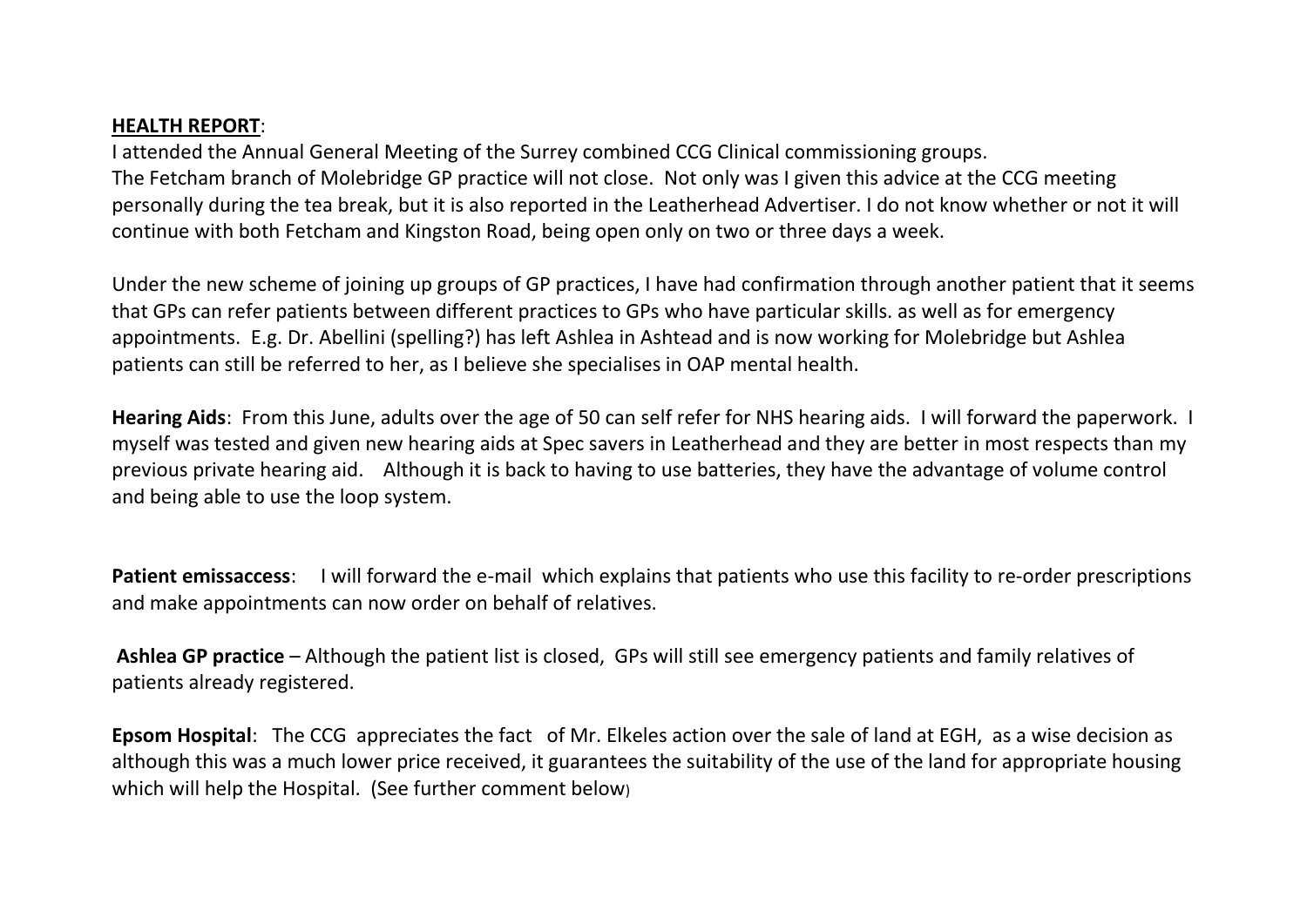**HEALTH REPORT**:

I attended the Annual General Meeting of the Surrey combined CCG Clinical commissioning groups.
The Fetcham branch of Molebridge GP practice will not close. Not only was I given this advice at the CCG meeting personally during the tea break, but it is also reported in the Leatherhead Advertiser. I do not know whether or not it will continue with both Fetcham and Kingston Road, being open only on two or three days a week.

Under the new scheme of joining up groups of GP practices, I have had confirmation through another patient that it seems that GPs can refer patients between different practices to GPs who have particular skills. as well as for emergency appointments. E.g. Dr. Abellini (spelling?) has left Ashlea in Ashtead and is now working for Molebridge but Ashlea patients can still be referred to her, as I believe she specialises in OAP mental health.

**Hearing Aids**: From this June, adults over the age of 50 can self refer for NHS hearing aids. I will forward the paperwork. I myself was tested and given new hearing aids at Spec savers in Leatherhead and they are better in most respects than my previous private hearing aid. Although it is back to having to use batteries, they have the advantage of volume control and being able to use the loop system.

**Patient emissaccess**: I will forward the e-mail which explains that patients who use this facility to re-order prescriptions and make appointments can now order on behalf of relatives.

**Ashlea GP practice** – Although the patient list is closed, GPs will still see emergency patients and family relatives of patients already registered.

**Epsom Hospital**: The CCG appreciates the fact of Mr. Elkeles action over the sale of land at EGH, as a wise decision as although this was a much lower price received, it guarantees the suitability of the use of the land for appropriate housing which will help the Hospital. (See further comment below)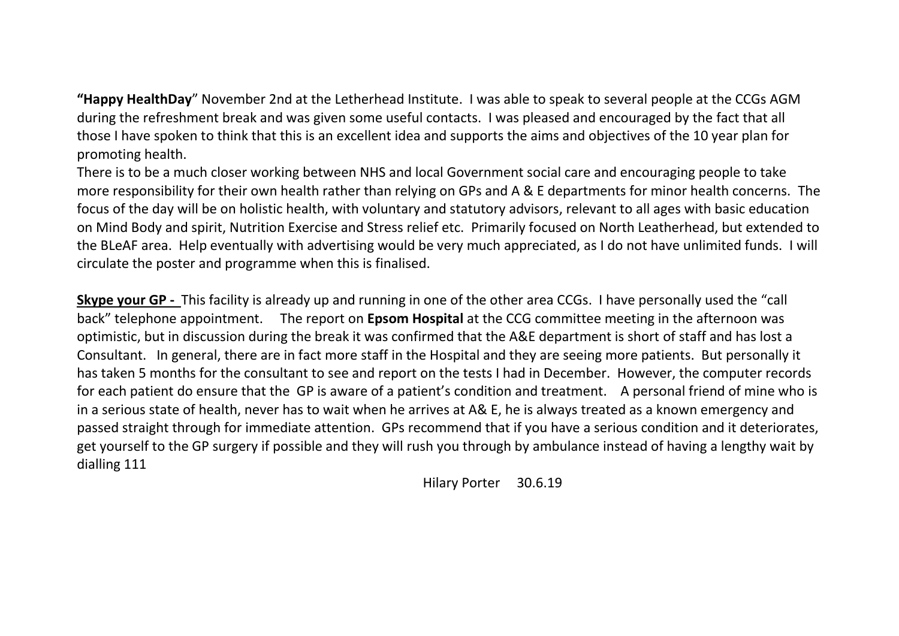**"Happy HealthDay**" November 2nd at the Letherhead Institute. I was able to speak to several people at the CCGs AGM during the refreshment break and was given some useful contacts. I was pleased and encouraged by the fact that all those I have spoken to think that this is an excellent idea and supports the aims and objectives of the 10 year plan for promoting health.

There is to be a much closer working between NHS and local Government social care and encouraging people to take more responsibility for their own health rather than relying on GPs and A & E departments for minor health concerns. The focus of the day will be on holistic health, with voluntary and statutory advisors, relevant to all ages with basic education on Mind Body and spirit, Nutrition Exercise and Stress relief etc. Primarily focused on North Leatherhead, but extended to the BLeAF area. Help eventually with advertising would be very much appreciated, as I do not have unlimited funds. I will circulate the poster and programme when this is finalised.

**Skype your GP -** This facility is already up and running in one of the other area CCGs. I have personally used the "call back" telephone appointment. The report on **Epsom Hospital** at the CCG committee meeting in the afternoon was optimistic, but in discussion during the break it was confirmed that the A&E department is short of staff and has lost a Consultant. In general, there are in fact more staff in the Hospital and they are seeing more patients. But personally it has taken 5 months for the consultant to see and report on the tests I had in December. However, the computer records for each patient do ensure that the GP is aware of a patient's condition and treatment. A personal friend of mine who is in a serious state of health, never has to wait when he arrives at A& E, he is always treated as a known emergency and passed straight through for immediate attention. GPs recommend that if you have a serious condition and it deteriorates, get yourself to the GP surgery if possible and they will rush you through by ambulance instead of having a lengthy wait by dialling 111

Hilary Porter 30.6.19